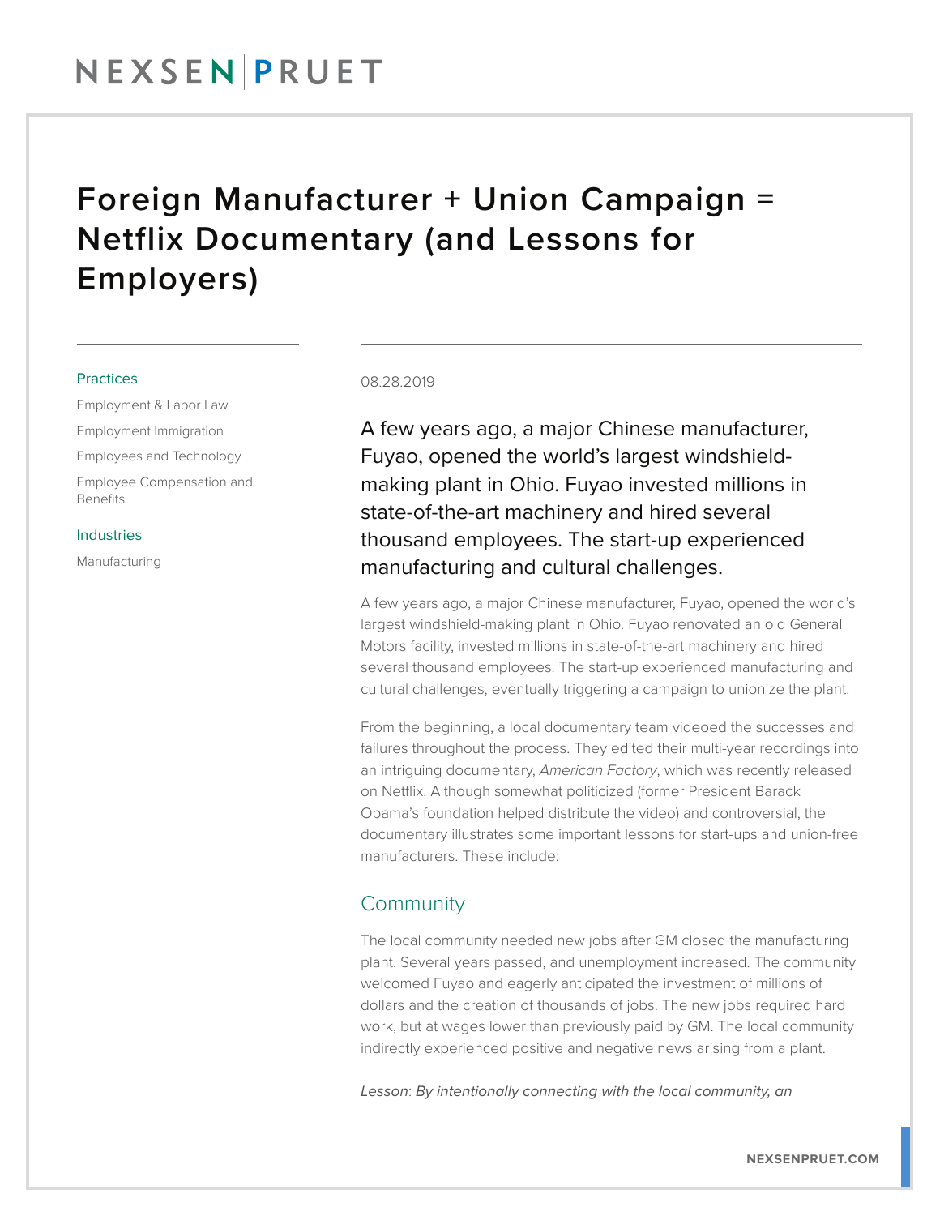# Foreign Manufacturer + Union Campaign = Netflix Documentary (and Lessons for Employers)

**Practices**

Employment & Labor Law

Employment Immigration

Employees and Technology

Employee Compensation and Benefits

**Industries**

Manufacturing

08.28.2019

A few years ago, a major Chinese manufacturer, Fuyao, opened the world's largest windshield-making plant in Ohio. Fuyao invested millions in state-of-the-art machinery and hired several thousand employees. The start-up experienced manufacturing and cultural challenges.

A few years ago, a major Chinese manufacturer, Fuyao, opened the world's largest windshield-making plant in Ohio. Fuyao renovated an old General Motors facility, invested millions in state-of-the-art machinery and hired several thousand employees. The start-up experienced manufacturing and cultural challenges, eventually triggering a campaign to unionize the plant.

From the beginning, a local documentary team videoed the successes and failures throughout the process. They edited their multi-year recordings into an intriguing documentary, *American Factory*, which was recently released on Netflix. Although somewhat politicized (former President Barack Obama's foundation helped distribute the video) and controversial, the documentary illustrates some important lessons for start-ups and union-free manufacturers. These include:

## Community

The local community needed new jobs after GM closed the manufacturing plant. Several years passed, and unemployment increased. The community welcomed Fuyao and eagerly anticipated the investment of millions of dollars and the creation of thousands of jobs. The new jobs required hard work, but at wages lower than previously paid by GM. The local community indirectly experienced positive and negative news arising from a plant.

*Lesson*: *By intentionally connecting with the local community, an*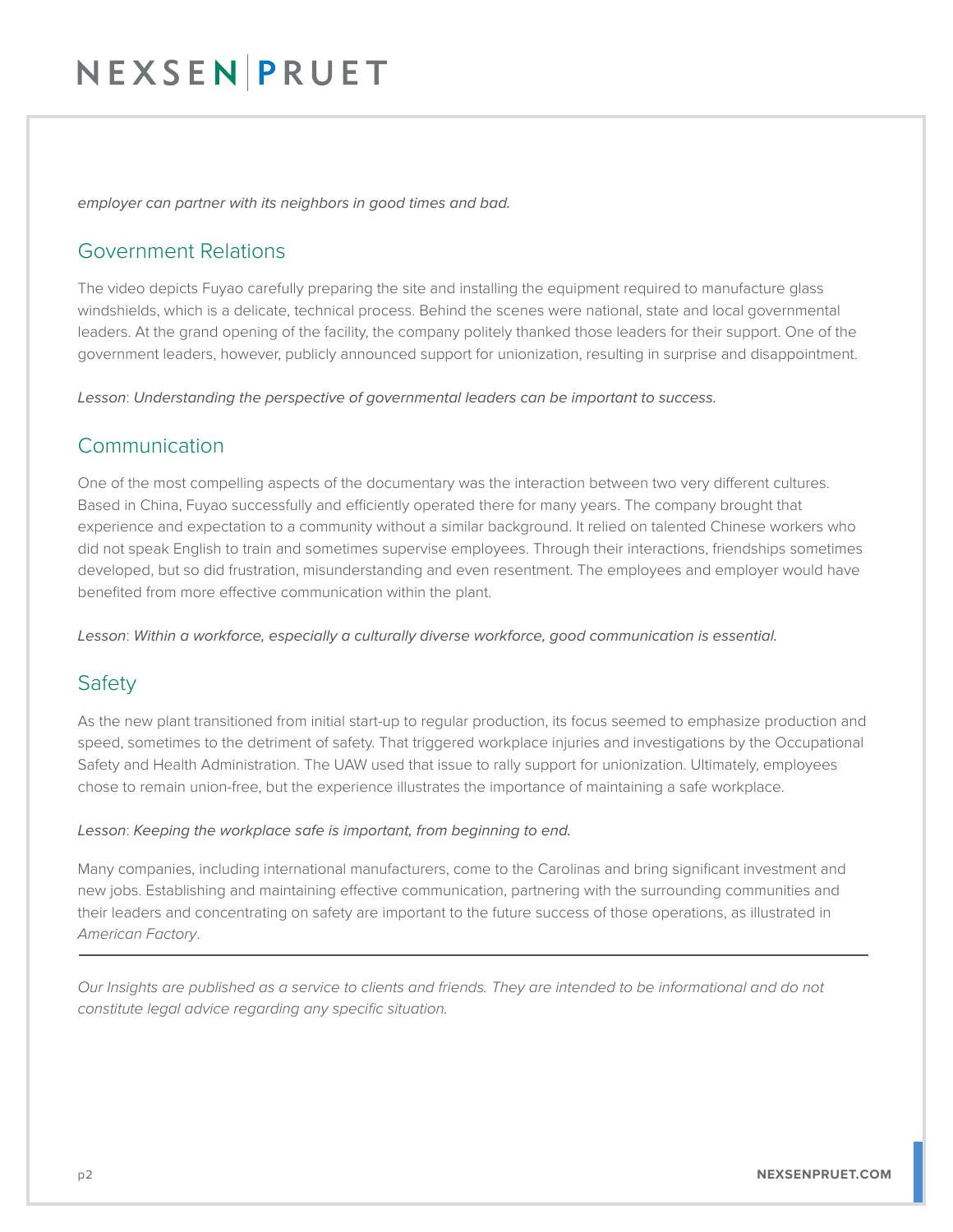*employer can partner with its neighbors in good times and bad.*

## Government Relations

The video depicts Fuyao carefully preparing the site and installing the equipment required to manufacture glass windshields, which is a delicate, technical process. Behind the scenes were national, state and local governmental leaders. At the grand opening of the facility, the company politely thanked those leaders for their support. One of the government leaders, however, publicly announced support for unionization, resulting in surprise and disappointment.

*Lesson*: *Understanding the perspective of governmental leaders can be important to success.*

## Communication

One of the most compelling aspects of the documentary was the interaction between two very different cultures. Based in China, Fuyao successfully and efficiently operated there for many years. The company brought that experience and expectation to a community without a similar background. It relied on talented Chinese workers who did not speak English to train and sometimes supervise employees. Through their interactions, friendships sometimes developed, but so did frustration, misunderstanding and even resentment. The employees and employer would have benefited from more effective communication within the plant.

*Lesson*: *Within a workforce, especially a culturally diverse workforce, good communication is essential.*

## Safety

As the new plant transitioned from initial start-up to regular production, its focus seemed to emphasize production and speed, sometimes to the detriment of safety. That triggered workplace injuries and investigations by the Occupational Safety and Health Administration. The UAW used that issue to rally support for unionization. Ultimately, employees chose to remain union-free, but the experience illustrates the importance of maintaining a safe workplace.

*Lesson*: *Keeping the workplace safe is important, from beginning to end.*

Many companies, including international manufacturers, come to the Carolinas and bring significant investment and new jobs. Establishing and maintaining effective communication, partnering with the surrounding communities and their leaders and concentrating on safety are important to the future success of those operations, as illustrated in *American Factory*.

---

*Our Insights are published as a service to clients and friends. They are intended to be informational and do not constitute legal advice regarding any specific situation.*